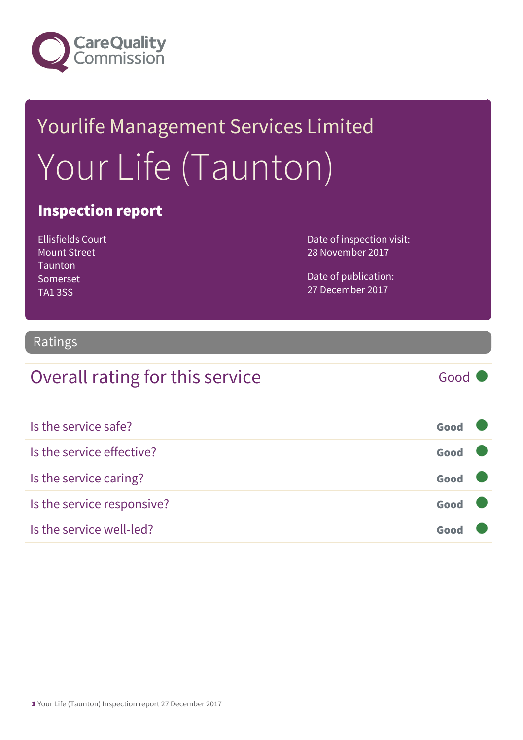Care Quality Commission

# Yourlife Management Services Limited

# Your Life (Taunton)

## Inspection report

Ellisfields Court
Mount Street
Taunton
Somerset
TA1 3SS

Date of inspection visit:
28 November 2017

Date of publication:
27 December 2017

## Ratings

| Overall rating for this service | Good |
|---|---|

| | |
|---|---|
| Is the service safe? | Good |
| Is the service effective? | Good |
| Is the service caring? | Good |
| Is the service responsive? | Good |
| Is the service well-led? | Good |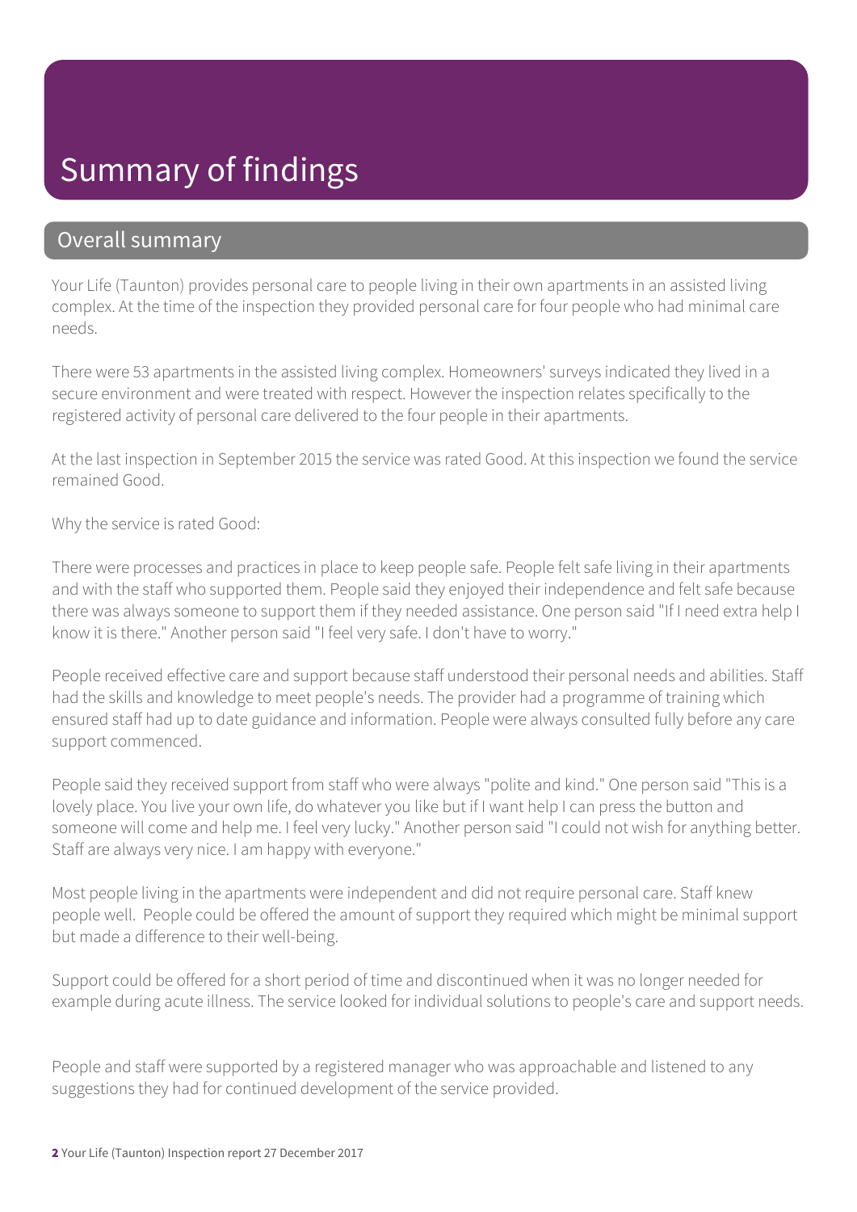# Summary of findings

## Overall summary

Your Life (Taunton) provides personal care to people living in their own apartments in an assisted living complex. At the time of the inspection they provided personal care for four people who had minimal care needs.

There were 53 apartments in the assisted living complex. Homeowners' surveys indicated they lived in a secure environment and were treated with respect. However the inspection relates specifically to the registered activity of personal care delivered to the four people in their apartments.

At the last inspection in September 2015 the service was rated Good. At this inspection we found the service remained Good.

Why the service is rated Good:

There were processes and practices in place to keep people safe. People felt safe living in their apartments and with the staff who supported them. People said they enjoyed their independence and felt safe because there was always someone to support them if they needed assistance. One person said "If I need extra help I know it is there." Another person said "I feel very safe. I don't have to worry."

People received effective care and support because staff understood their personal needs and abilities. Staff had the skills and knowledge to meet people's needs. The provider had a programme of training which ensured staff had up to date guidance and information. People were always consulted fully before any care support commenced.

People said they received support from staff who were always "polite and kind." One person said "This is a lovely place. You live your own life, do whatever you like but if I want help I can press the button and someone will come and help me. I feel very lucky." Another person said "I could not wish for anything better. Staff are always very nice. I am happy with everyone."

Most people living in the apartments were independent and did not require personal care. Staff knew people well. People could be offered the amount of support they required which might be minimal support but made a difference to their well-being.

Support could be offered for a short period of time and discontinued when it was no longer needed for example during acute illness. The service looked for individual solutions to people's care and support needs.

People and staff were supported by a registered manager who was approachable and listened to any suggestions they had for continued development of the service provided.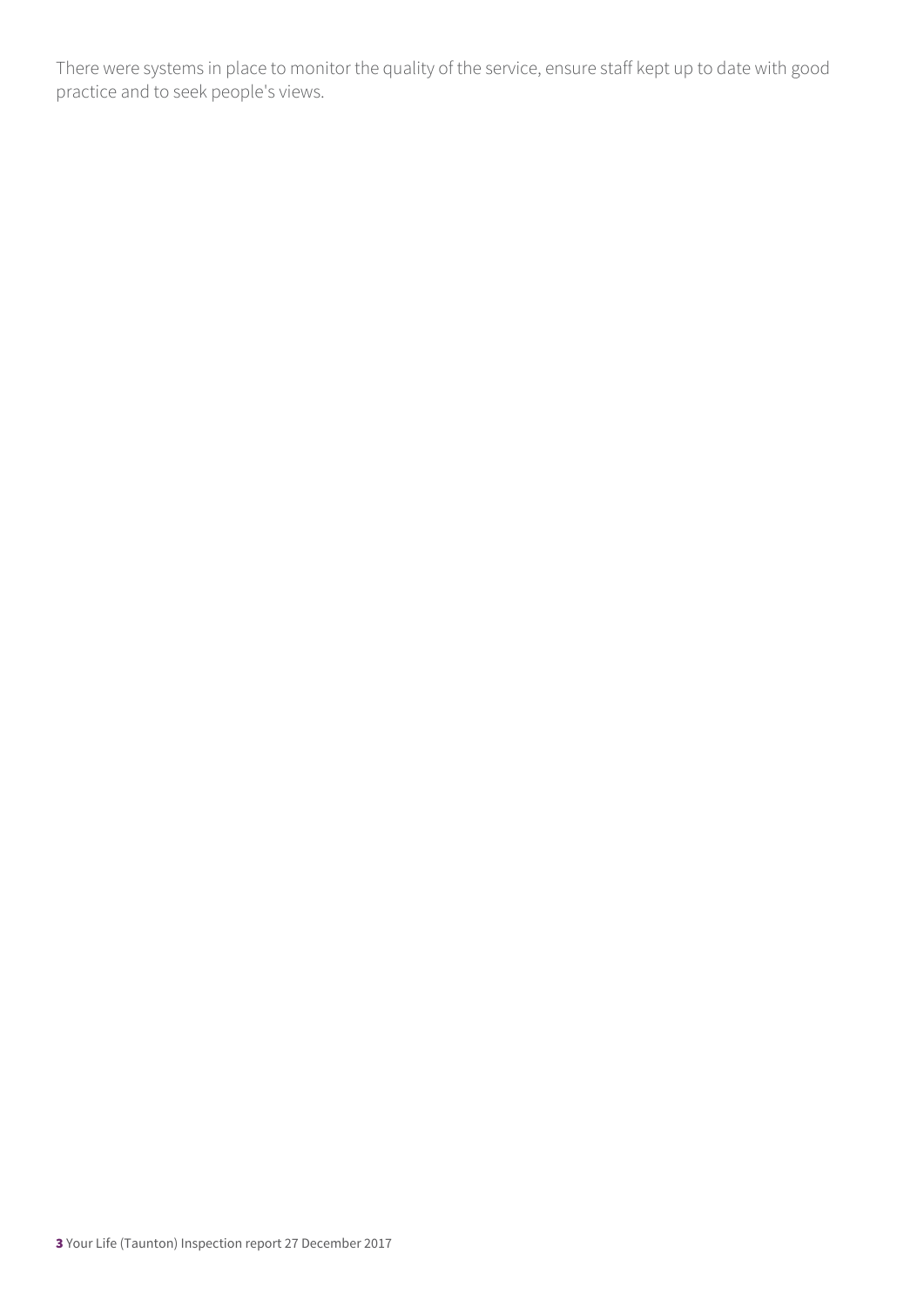There were systems in place to monitor the quality of the service, ensure staff kept up to date with good practice and to seek people's views.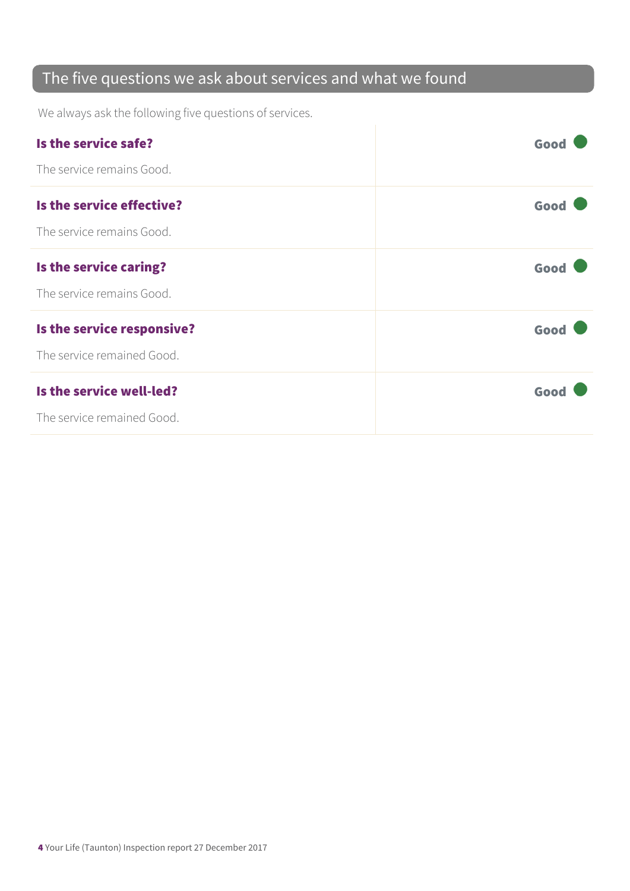## The five questions we ask about services and what we found

We always ask the following five questions of services.

| | |
|---|---|
| **Is the service safe?**<br><br>The service remains Good. | **Good** |
| **Is the service effective?**<br><br>The service remains Good. | **Good** |
| **Is the service caring?**<br><br>The service remains Good. | **Good** |
| **Is the service responsive?**<br><br>The service remained Good. | **Good** |
| **Is the service well-led?**<br><br>The service remained Good. | **Good** |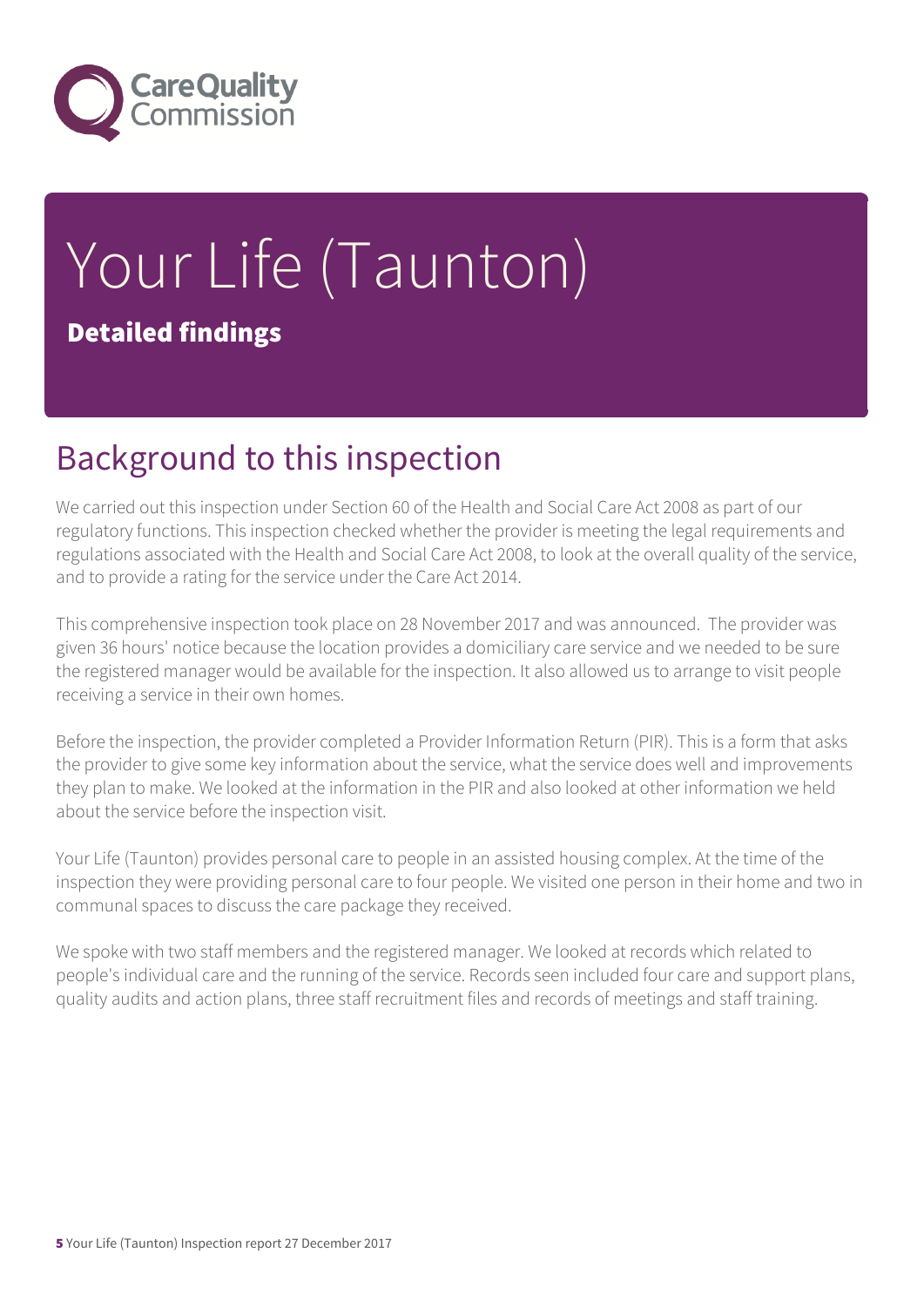# Your Life (Taunton)

**Detailed findings**

## Background to this inspection

We carried out this inspection under Section 60 of the Health and Social Care Act 2008 as part of our regulatory functions. This inspection checked whether the provider is meeting the legal requirements and regulations associated with the Health and Social Care Act 2008, to look at the overall quality of the service, and to provide a rating for the service under the Care Act 2014.

This comprehensive inspection took place on 28 November 2017 and was announced. The provider was given 36 hours' notice because the location provides a domiciliary care service and we needed to be sure the registered manager would be available for the inspection. It also allowed us to arrange to visit people receiving a service in their own homes.

Before the inspection, the provider completed a Provider Information Return (PIR). This is a form that asks the provider to give some key information about the service, what the service does well and improvements they plan to make. We looked at the information in the PIR and also looked at other information we held about the service before the inspection visit.

Your Life (Taunton) provides personal care to people in an assisted housing complex. At the time of the inspection they were providing personal care to four people. We visited one person in their home and two in communal spaces to discuss the care package they received.

We spoke with two staff members and the registered manager. We looked at records which related to people's individual care and the running of the service. Records seen included four care and support plans, quality audits and action plans, three staff recruitment files and records of meetings and staff training.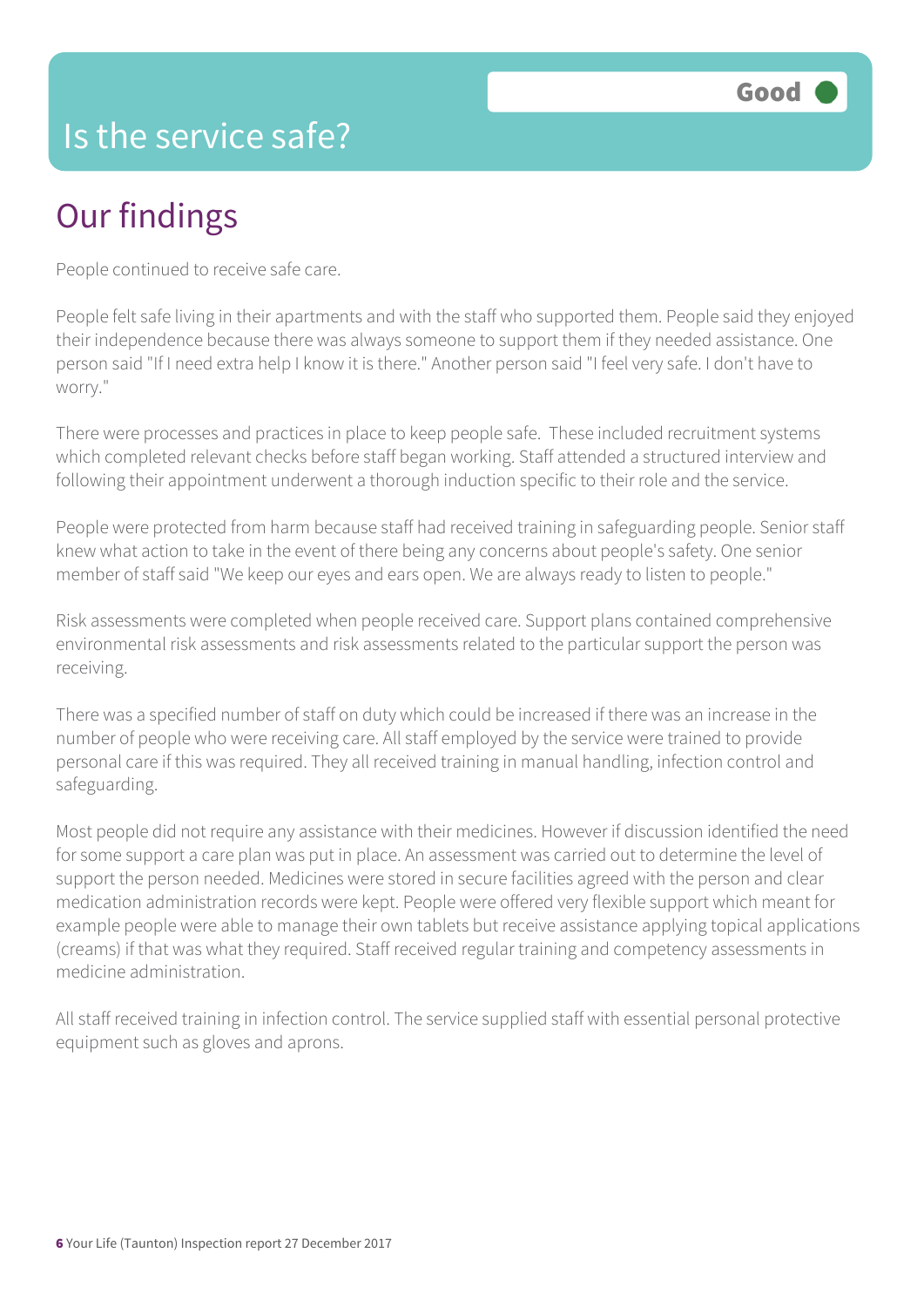# Is the service safe?

Good

## Our findings

People continued to receive safe care.

People felt safe living in their apartments and with the staff who supported them. People said they enjoyed their independence because there was always someone to support them if they needed assistance. One person said "If I need extra help I know it is there." Another person said "I feel very safe. I don't have to worry."

There were processes and practices in place to keep people safe. These included recruitment systems which completed relevant checks before staff began working. Staff attended a structured interview and following their appointment underwent a thorough induction specific to their role and the service.

People were protected from harm because staff had received training in safeguarding people. Senior staff knew what action to take in the event of there being any concerns about people's safety. One senior member of staff said "We keep our eyes and ears open. We are always ready to listen to people."

Risk assessments were completed when people received care. Support plans contained comprehensive environmental risk assessments and risk assessments related to the particular support the person was receiving.

There was a specified number of staff on duty which could be increased if there was an increase in the number of people who were receiving care. All staff employed by the service were trained to provide personal care if this was required. They all received training in manual handling, infection control and safeguarding.

Most people did not require any assistance with their medicines. However if discussion identified the need for some support a care plan was put in place. An assessment was carried out to determine the level of support the person needed. Medicines were stored in secure facilities agreed with the person and clear medication administration records were kept. People were offered very flexible support which meant for example people were able to manage their own tablets but receive assistance applying topical applications (creams) if that was what they required. Staff received regular training and competency assessments in medicine administration.

All staff received training in infection control. The service supplied staff with essential personal protective equipment such as gloves and aprons.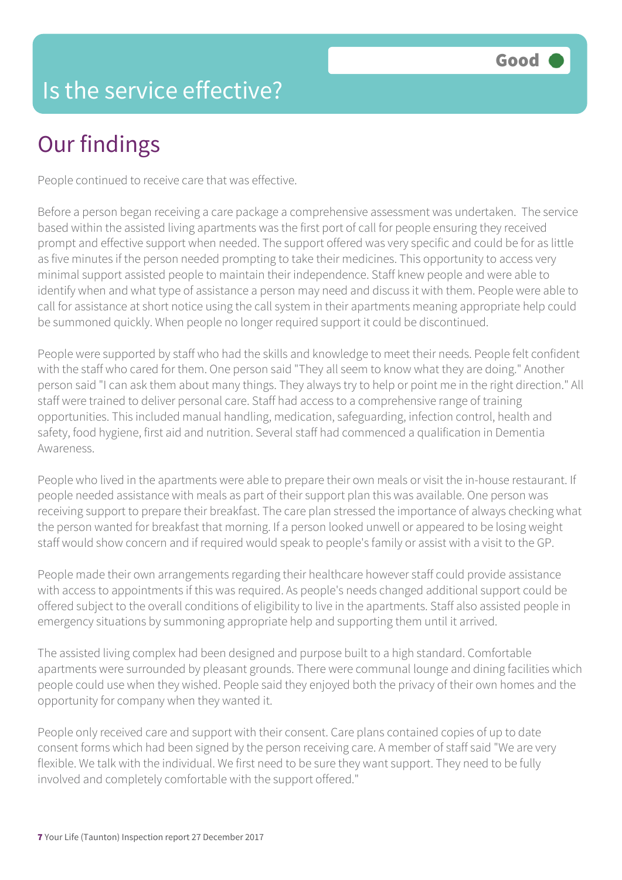# Is the service effective?

Good

## Our findings

People continued to receive care that was effective.

Before a person began receiving a care package a comprehensive assessment was undertaken. The service based within the assisted living apartments was the first port of call for people ensuring they received prompt and effective support when needed. The support offered was very specific and could be for as little as five minutes if the person needed prompting to take their medicines. This opportunity to access very minimal support assisted people to maintain their independence. Staff knew people and were able to identify when and what type of assistance a person may need and discuss it with them. People were able to call for assistance at short notice using the call system in their apartments meaning appropriate help could be summoned quickly. When people no longer required support it could be discontinued.

People were supported by staff who had the skills and knowledge to meet their needs. People felt confident with the staff who cared for them. One person said "They all seem to know what they are doing." Another person said "I can ask them about many things. They always try to help or point me in the right direction." All staff were trained to deliver personal care. Staff had access to a comprehensive range of training opportunities. This included manual handling, medication, safeguarding, infection control, health and safety, food hygiene, first aid and nutrition. Several staff had commenced a qualification in Dementia Awareness.

People who lived in the apartments were able to prepare their own meals or visit the in-house restaurant. If people needed assistance with meals as part of their support plan this was available. One person was receiving support to prepare their breakfast. The care plan stressed the importance of always checking what the person wanted for breakfast that morning. If a person looked unwell or appeared to be losing weight staff would show concern and if required would speak to people's family or assist with a visit to the GP.

People made their own arrangements regarding their healthcare however staff could provide assistance with access to appointments if this was required. As people's needs changed additional support could be offered subject to the overall conditions of eligibility to live in the apartments. Staff also assisted people in emergency situations by summoning appropriate help and supporting them until it arrived.

The assisted living complex had been designed and purpose built to a high standard. Comfortable apartments were surrounded by pleasant grounds. There were communal lounge and dining facilities which people could use when they wished. People said they enjoyed both the privacy of their own homes and the opportunity for company when they wanted it.

People only received care and support with their consent. Care plans contained copies of up to date consent forms which had been signed by the person receiving care. A member of staff said "We are very flexible. We talk with the individual. We first need to be sure they want support. They need to be fully involved and completely comfortable with the support offered."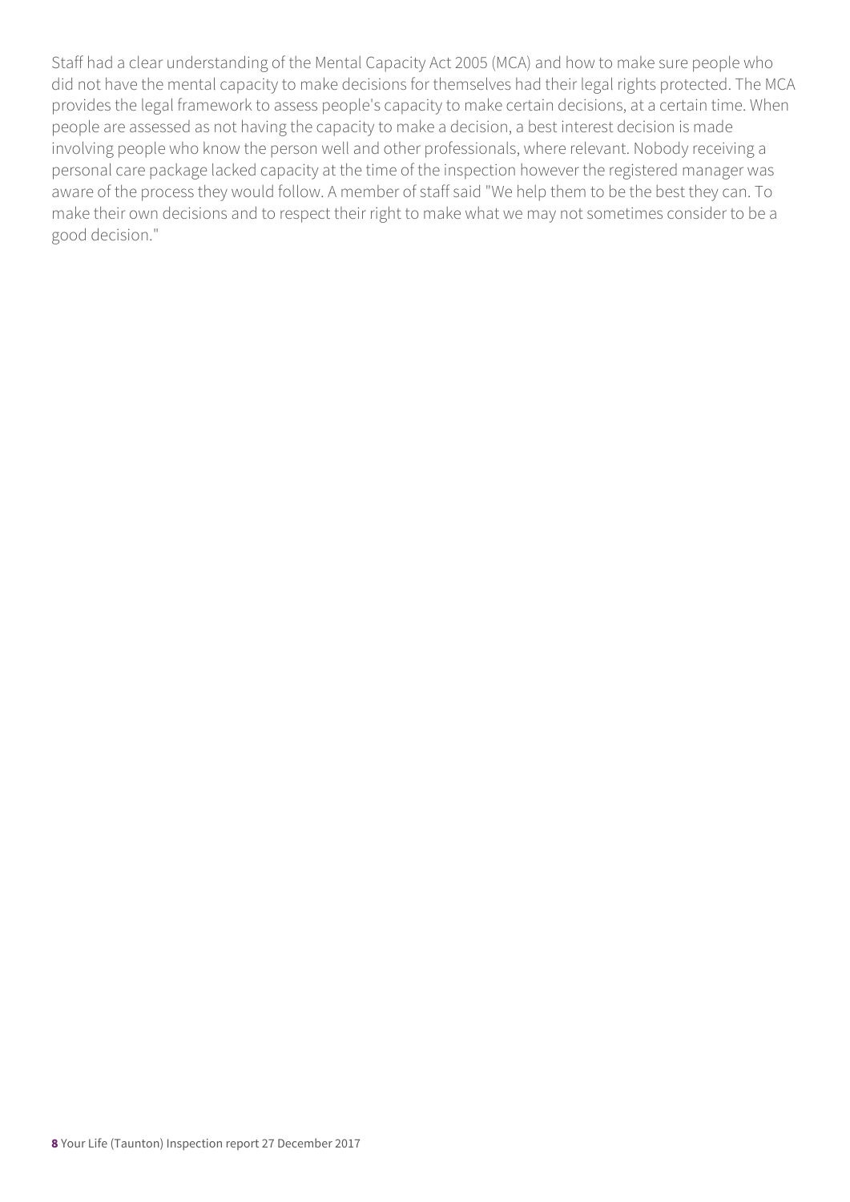Staff had a clear understanding of the Mental Capacity Act 2005 (MCA) and how to make sure people who did not have the mental capacity to make decisions for themselves had their legal rights protected. The MCA provides the legal framework to assess people's capacity to make certain decisions, at a certain time. When people are assessed as not having the capacity to make a decision, a best interest decision is made involving people who know the person well and other professionals, where relevant. Nobody receiving a personal care package lacked capacity at the time of the inspection however the registered manager was aware of the process they would follow. A member of staff said "We help them to be the best they can. To make their own decisions and to respect their right to make what we may not sometimes consider to be a good decision."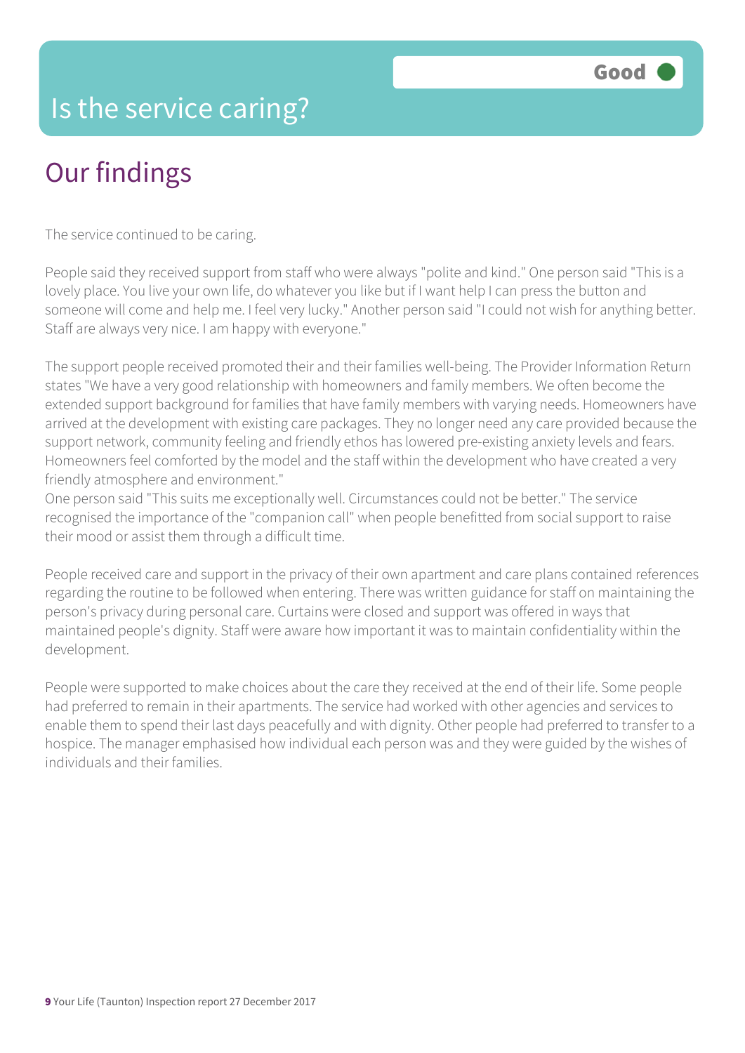# Is the service caring?

Good

## Our findings

The service continued to be caring.

People said they received support from staff who were always "polite and kind." One person said "This is a lovely place. You live your own life, do whatever you like but if I want help I can press the button and someone will come and help me. I feel very lucky." Another person said "I could not wish for anything better. Staff are always very nice. I am happy with everyone."

The support people received promoted their and their families well-being. The Provider Information Return states "We have a very good relationship with homeowners and family members. We often become the extended support background for families that have family members with varying needs. Homeowners have arrived at the development with existing care packages. They no longer need any care provided because the support network, community feeling and friendly ethos has lowered pre-existing anxiety levels and fears. Homeowners feel comforted by the model and the staff within the development who have created a very friendly atmosphere and environment."
One person said "This suits me exceptionally well. Circumstances could not be better." The service recognised the importance of the "companion call" when people benefitted from social support to raise their mood or assist them through a difficult time.

People received care and support in the privacy of their own apartment and care plans contained references regarding the routine to be followed when entering. There was written guidance for staff on maintaining the person's privacy during personal care. Curtains were closed and support was offered in ways that maintained people's dignity. Staff were aware how important it was to maintain confidentiality within the development.

People were supported to make choices about the care they received at the end of their life. Some people had preferred to remain in their apartments. The service had worked with other agencies and services to enable them to spend their last days peacefully and with dignity. Other people had preferred to transfer to a hospice. The manager emphasised how individual each person was and they were guided by the wishes of individuals and their families.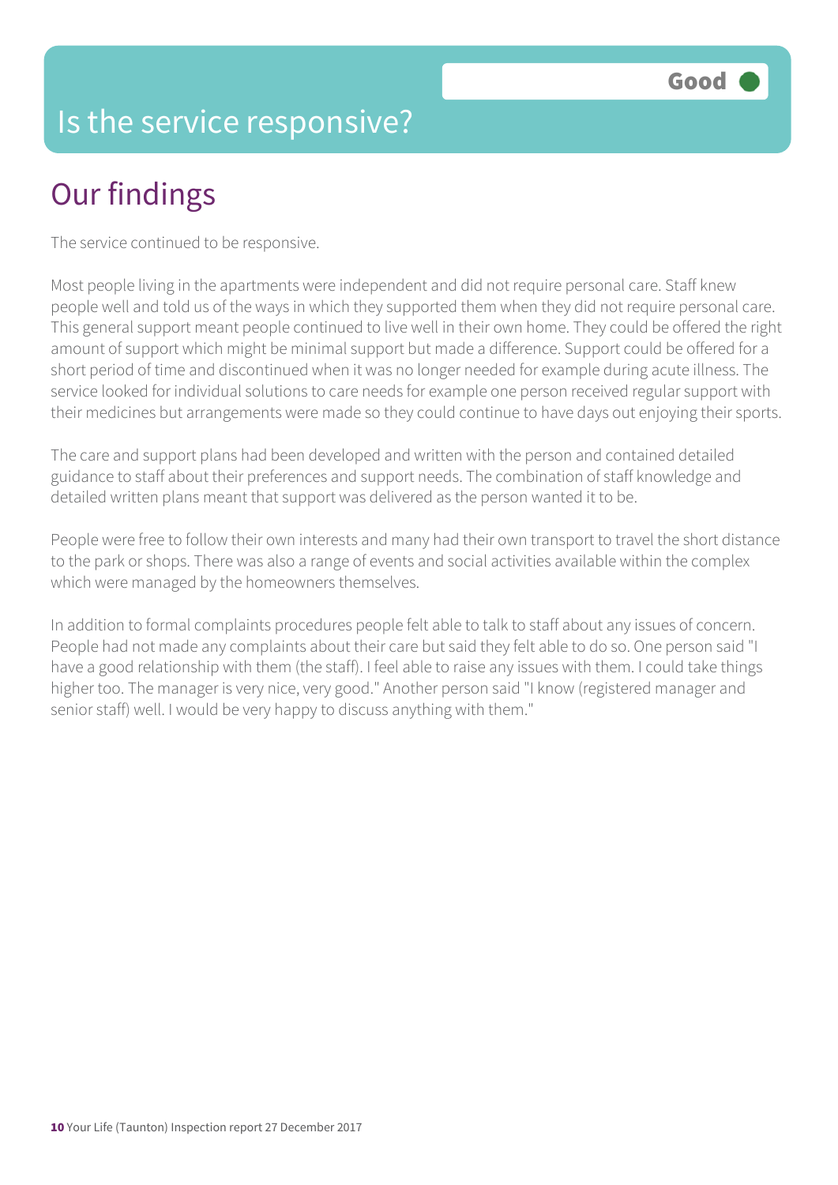# Is the service responsive?

Good

## Our findings

The service continued to be responsive.

Most people living in the apartments were independent and did not require personal care. Staff knew people well and told us of the ways in which they supported them when they did not require personal care. This general support meant people continued to live well in their own home. They could be offered the right amount of support which might be minimal support but made a difference. Support could be offered for a short period of time and discontinued when it was no longer needed for example during acute illness. The service looked for individual solutions to care needs for example one person received regular support with their medicines but arrangements were made so they could continue to have days out enjoying their sports.

The care and support plans had been developed and written with the person and contained detailed guidance to staff about their preferences and support needs. The combination of staff knowledge and detailed written plans meant that support was delivered as the person wanted it to be.

People were free to follow their own interests and many had their own transport to travel the short distance to the park or shops. There was also a range of events and social activities available within the complex which were managed by the homeowners themselves.

In addition to formal complaints procedures people felt able to talk to staff about any issues of concern. People had not made any complaints about their care but said they felt able to do so. One person said "I have a good relationship with them (the staff). I feel able to raise any issues with them. I could take things higher too. The manager is very nice, very good." Another person said "I know (registered manager and senior staff) well. I would be very happy to discuss anything with them."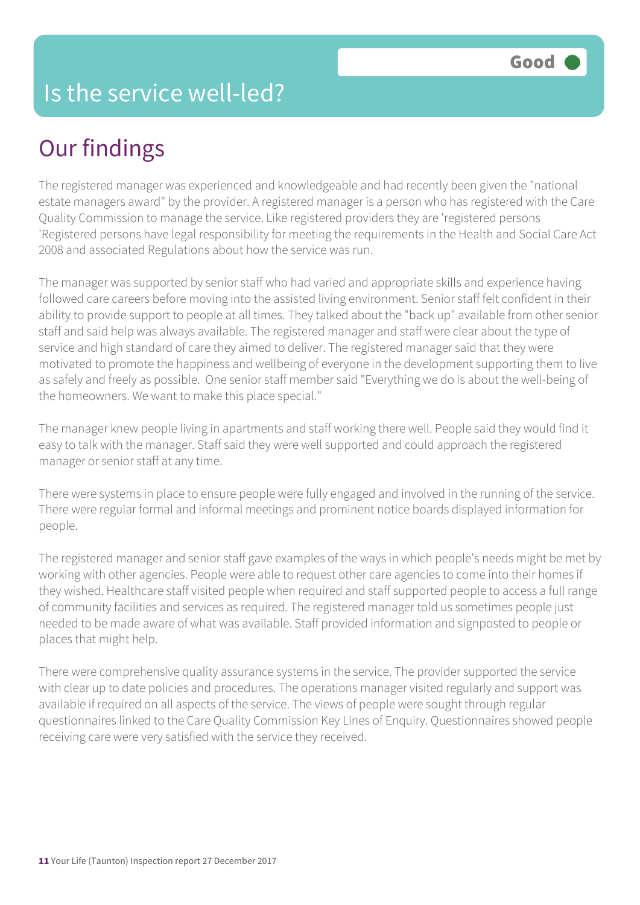# Is the service well-led?

Good

## Our findings

The registered manager was experienced and knowledgeable and had recently been given the "national estate managers award" by the provider. A registered manager is a person who has registered with the Care Quality Commission to manage the service. Like registered providers they are 'registered persons 'Registered persons have legal responsibility for meeting the requirements in the Health and Social Care Act 2008 and associated Regulations about how the service was run.

The manager was supported by senior staff who had varied and appropriate skills and experience having followed care careers before moving into the assisted living environment. Senior staff felt confident in their ability to provide support to people at all times. They talked about the "back up" available from other senior staff and said help was always available. The registered manager and staff were clear about the type of service and high standard of care they aimed to deliver. The registered manager said that they were motivated to promote the happiness and wellbeing of everyone in the development supporting them to live as safely and freely as possible. One senior staff member said "Everything we do is about the well-being of the homeowners. We want to make this place special."

The manager knew people living in apartments and staff working there well. People said they would find it easy to talk with the manager. Staff said they were well supported and could approach the registered manager or senior staff at any time.

There were systems in place to ensure people were fully engaged and involved in the running of the service. There were regular formal and informal meetings and prominent notice boards displayed information for people.

The registered manager and senior staff gave examples of the ways in which people's needs might be met by working with other agencies. People were able to request other care agencies to come into their homes if they wished. Healthcare staff visited people when required and staff supported people to access a full range of community facilities and services as required. The registered manager told us sometimes people just needed to be made aware of what was available. Staff provided information and signposted to people or places that might help.

There were comprehensive quality assurance systems in the service. The provider supported the service with clear up to date policies and procedures. The operations manager visited regularly and support was available if required on all aspects of the service. The views of people were sought through regular questionnaires linked to the Care Quality Commission Key Lines of Enquiry. Questionnaires showed people receiving care were very satisfied with the service they received.